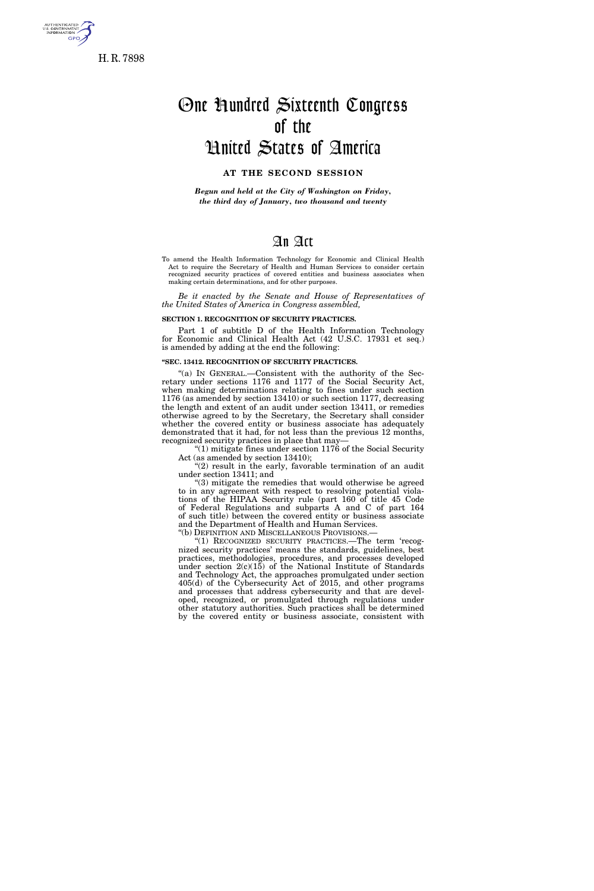H. R. 7898

# One Hundred Sixteenth Congress of the United States of America

**AT THE SECOND SESSION**

*Begun and held at the City of Washington on Friday, the third day of January, two thousand and twenty*

# An Act

To amend the Health Information Technology for Economic and Clinical Health Act to require the Secretary of Health and Human Services to consider certain recognized security practices of covered entities and business associates when making certain determinations, and for other purposes.

*Be it enacted by the Senate and House of Representatives of the United States of America in Congress assembled,*

**SECTION 1. RECOGNITION OF SECURITY PRACTICES.**

Part 1 of subtitle D of the Health Information Technology for Economic and Clinical Health Act (42 U.S.C. 17931 et seq.) is amended by adding at the end the following:

**"SEC. 13412. RECOGNITION OF SECURITY PRACTICES.**

"(a) IN GENERAL.—Consistent with the authority of the Secretary under sections 1176 and 1177 of the Social Security Act, when making determinations relating to fines under such section 1176 (as amended by section 13410) or such section 1177, decreasing the length and extent of an audit under section 13411, or remedies otherwise agreed to by the Secretary, the Secretary shall consider whether the covered entity or business associate has adequately demonstrated that it had, for not less than the previous 12 months, recognized security practices in place that may—

"(1) mitigate fines under section 1176 of the Social Security Act (as amended by section 13410);

"(2) result in the early, favorable termination of an audit under section 13411; and

"(3) mitigate the remedies that would otherwise be agreed to in any agreement with respect to resolving potential violations of the HIPAA Security rule (part 160 of title 45 Code of Federal Regulations and subparts A and C of part 164 of such title) between the covered entity or business associate and the Department of Health and Human Services.

"(b) DEFINITION AND MISCELLANEOUS PROVISIONS.—

"(1) RECOGNIZED SECURITY PRACTICES.—The term 'recognized security practices' means the standards, guidelines, best practices, methodologies, procedures, and processes developed under section 2(c)(15) of the National Institute of Standards and Technology Act, the approaches promulgated under section 405(d) of the Cybersecurity Act of 2015, and other programs and processes that address cybersecurity and that are developed, recognized, or promulgated through regulations under other statutory authorities. Such practices shall be determined by the covered entity or business associate, consistent with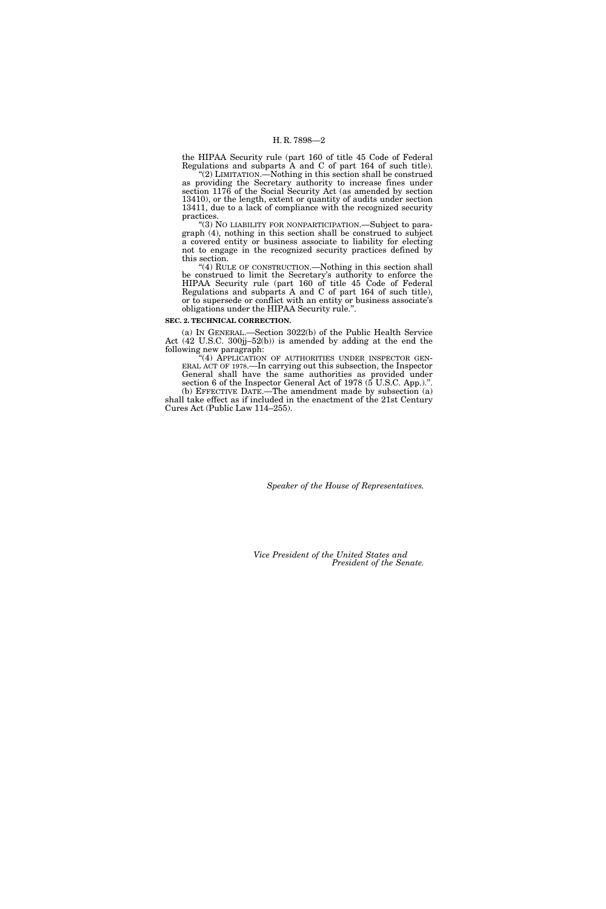the HIPAA Security rule (part 160 of title 45 Code of Federal Regulations and subparts A and C of part 164 of such title).

"(2) LIMITATION.—Nothing in this section shall be construed as providing the Secretary authority to increase fines under section 1176 of the Social Security Act (as amended by section 13410), or the length, extent or quantity of audits under section 13411, due to a lack of compliance with the recognized security practices.

"(3) NO LIABILITY FOR NONPARTICIPATION.—Subject to paragraph (4), nothing in this section shall be construed to subject a covered entity or business associate to liability for electing not to engage in the recognized security practices defined by this section.

"(4) RULE OF CONSTRUCTION.—Nothing in this section shall be construed to limit the Secretary's authority to enforce the HIPAA Security rule (part 160 of title 45 Code of Federal Regulations and subparts A and C of part 164 of such title), or to supersede or conflict with an entity or business associate's obligations under the HIPAA Security rule.".

**SEC. 2. TECHNICAL CORRECTION.**

(a) IN GENERAL.—Section 3022(b) of the Public Health Service Act (42 U.S.C. 300jj–52(b)) is amended by adding at the end the following new paragraph:

"(4) APPLICATION OF AUTHORITIES UNDER INSPECTOR GENERAL ACT OF 1978.—In carrying out this subsection, the Inspector General shall have the same authorities as provided under section 6 of the Inspector General Act of 1978 (5 U.S.C. App.).".

(b) EFFECTIVE DATE.—The amendment made by subsection (a) shall take effect as if included in the enactment of the 21st Century Cures Act (Public Law 114–255).

*Speaker of the House of Representatives.*

*Vice President of the United States and President of the Senate.*